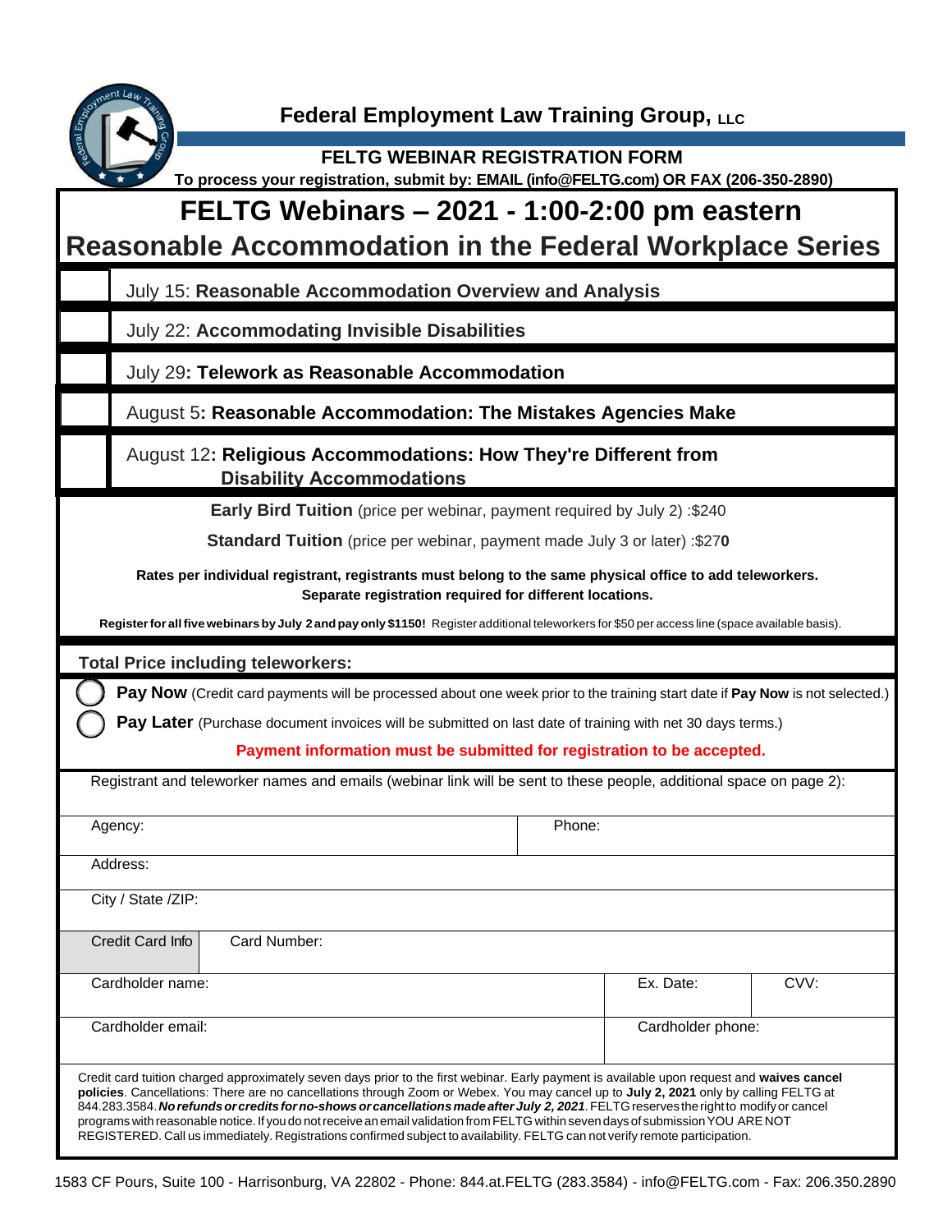# Federal Employment Law Training Group, LLC

## FELTG WEBINAR REGISTRATION FORM

**To process your registration, submit by: EMAIL (info@FELTG.com) OR FAX (206-350-2890)**

# FELTG Webinars – 2021 - 1:00-2:00 pm eastern

## Reasonable Accommodation in the Federal Workplace Series

| | |
|---|---|
| | July 15: **Reasonable Accommodation Overview and Analysis** |
| | July 22: **Accommodating Invisible Disabilities** |
| | July 29**: Telework as Reasonable Accommodation** |
| | August 5**: Reasonable Accommodation: The Mistakes Agencies Make** |
| | August 12**: Religious Accommodations: How They're Different from Disability Accommodations** |

**Early Bird Tuition** (price per webinar, payment required by July 2) :$240

**Standard Tuition** (price per webinar, payment made July 3 or later) :$27**0**

**Rates per individual registrant, registrants must belong to the same physical office to add teleworkers. Separate registration required for different locations.**

**Register for all five webinars by July 2 and pay only $1150!** Register additional teleworkers for $50 per access line (space available basis).

**Total Price including teleworkers:**

- **Pay Now** (Credit card payments will be processed about one week prior to the training start date if **Pay Now** is not selected.)
- **Pay Later** (Purchase document invoices will be submitted on last date of training with net 30 days terms.)

**Payment information must be submitted for registration to be accepted.**

Registrant and teleworker names and emails (webinar link will be sent to these people, additional space on page 2):

| | | | |
|---|---|---|---|
| Agency: | | Phone: | |
| Address: | | | |
| City / State /ZIP: | | | |
| Credit Card Info | Card Number: | | |
| Cardholder name: | | Ex. Date: | CVV: |
| Cardholder email: | | Cardholder phone: | |

Credit card tuition charged approximately seven days prior to the first webinar. Early payment is available upon request and **waives cancel policies**. Cancellations: There are no cancellations through Zoom or Webex. You may cancel up to **July 2, 2021** only by calling FELTG at 844.283.3584. ***No refunds or credits for no-shows or cancellations made after July 2, 2021***. FELTG reserves the right to modify or cancel programs with reasonable notice. If you do not receive an email validation from FELTG within seven days of submission YOU ARE NOT REGISTERED. Call us immediately. Registrations confirmed subject to availability. FELTG can not verify remote participation.

1583 CF Pours, Suite 100 - Harrisonburg, VA 22802 - Phone: 844.at.FELTG (283.3584) - info@FELTG.com - Fax: 206.350.2890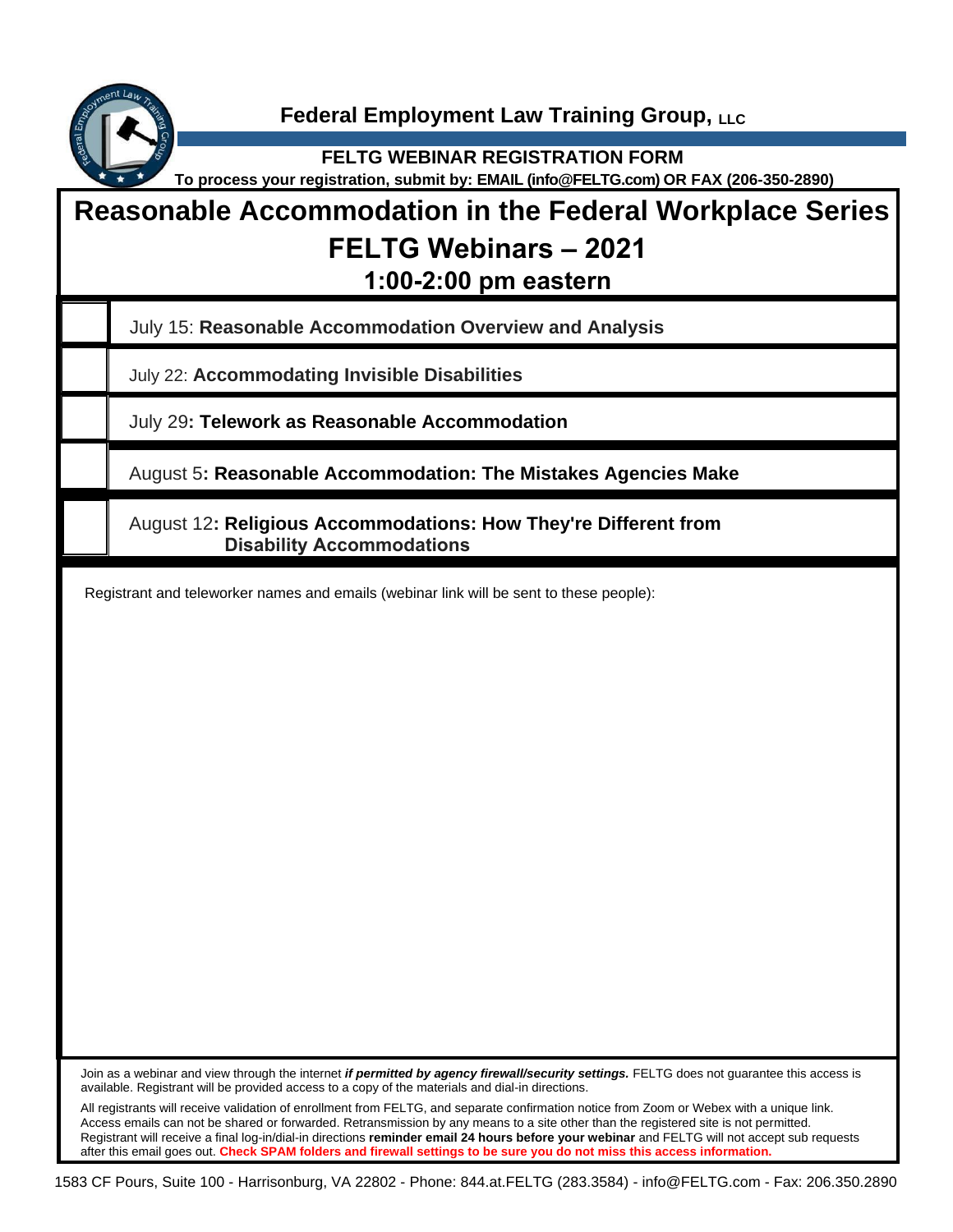**Federal Employment Law Training Group, LLC**

**FELTG WEBINAR REGISTRATION FORM**

**To process your registration, submit by: EMAIL (info@FELTG.com) OR FAX (206-350-2890)**

# Reasonable Accommodation in the Federal Workplace Series

## FELTG Webinars – 2021

### 1:00-2:00 pm eastern

| | |
|---|---|
| | July 15: **Reasonable Accommodation Overview and Analysis** |
| | July 22: **Accommodating Invisible Disabilities** |
| | July 29**: Telework as Reasonable Accommodation** |
| | August 5**: Reasonable Accommodation: The Mistakes Agencies Make** |
| | August 12**: Religious Accommodations: How They're Different from Disability Accommodations** |

Registrant and teleworker names and emails (webinar link will be sent to these people):

Join as a webinar and view through the internet ***if permitted by agency firewall/security settings.*** FELTG does not guarantee this access is available. Registrant will be provided access to a copy of the materials and dial-in directions.

All registrants will receive validation of enrollment from FELTG, and separate confirmation notice from Zoom or Webex with a unique link. Access emails can not be shared or forwarded. Retransmission by any means to a site other than the registered site is not permitted. Registrant will receive a final log-in/dial-in directions **reminder email 24 hours before your webinar** and FELTG will not accept sub requests after this email goes out. **Check SPAM folders and firewall settings to be sure you do not miss this access information.**

1583 CF Pours, Suite 100 - Harrisonburg, VA 22802 - Phone: 844.at.FELTG (283.3584) - info@FELTG.com - Fax: 206.350.2890